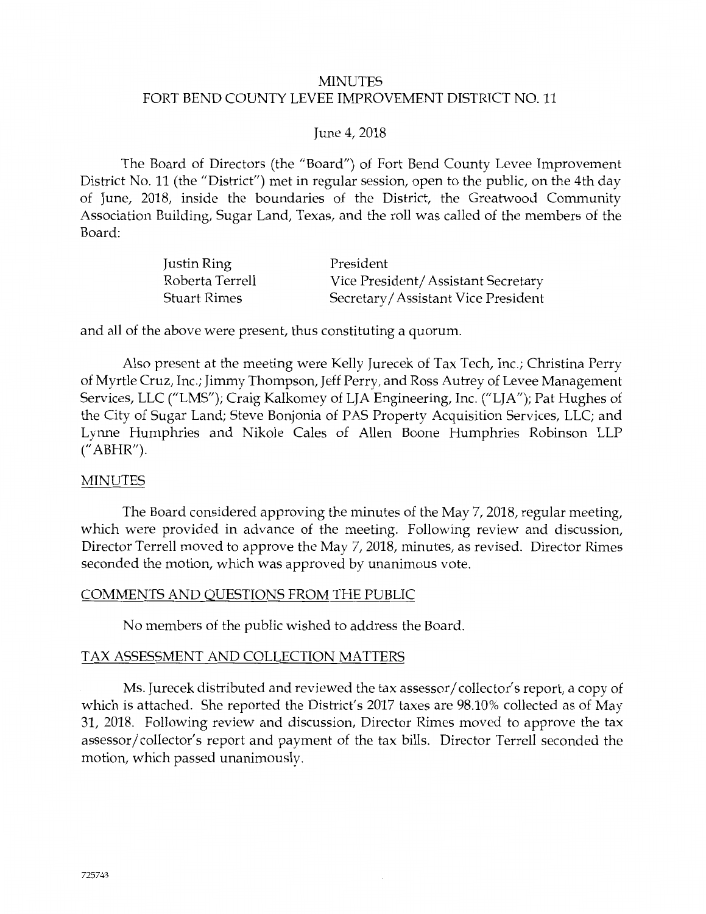# MINUTES
# FORT BEND COUNTY LEVEE IMPROVEMENT DISTRICT NO. 11

June 4, 2018

The Board of Directors (the "Board") of Fort Bend County Levee Improvement District No. 11 (the "District") met in regular session, open to the public, on the 4th day of June, 2018, inside the boundaries of the District, the Greatwood Community Association Building, Sugar Land, Texas, and the roll was called of the members of the Board:

| | |
|---|---|
| Justin Ring | President |
| Roberta Terrell | Vice President/Assistant Secretary |
| Stuart Rimes | Secretary/Assistant Vice President |

and all of the above were present, thus constituting a quorum.

Also present at the meeting were Kelly Jurecek of Tax Tech, Inc.; Christina Perry of Myrtle Cruz, Inc.; Jimmy Thompson, Jeff Perry, and Ross Autrey of Levee Management Services, LLC ("LMS"); Craig Kalkomey of LJA Engineering, Inc. ("LJA"); Pat Hughes of the City of Sugar Land; Steve Bonjonia of PAS Property Acquisition Services, LLC; and Lynne Humphries and Nikole Cales of Allen Boone Humphries Robinson LLP ("ABHR").

## MINUTES

The Board considered approving the minutes of the May 7, 2018, regular meeting, which were provided in advance of the meeting. Following review and discussion, Director Terrell moved to approve the May 7, 2018, minutes, as revised. Director Rimes seconded the motion, which was approved by unanimous vote.

## COMMENTS AND QUESTIONS FROM THE PUBLIC

No members of the public wished to address the Board.

## TAX ASSESSMENT AND COLLECTION MATTERS

Ms. Jurecek distributed and reviewed the tax assessor/collector's report, a copy of which is attached. She reported the District's 2017 taxes are 98.10% collected as of May 31, 2018. Following review and discussion, Director Rimes moved to approve the tax assessor/collector's report and payment of the tax bills. Director Terrell seconded the motion, which passed unanimously.

725743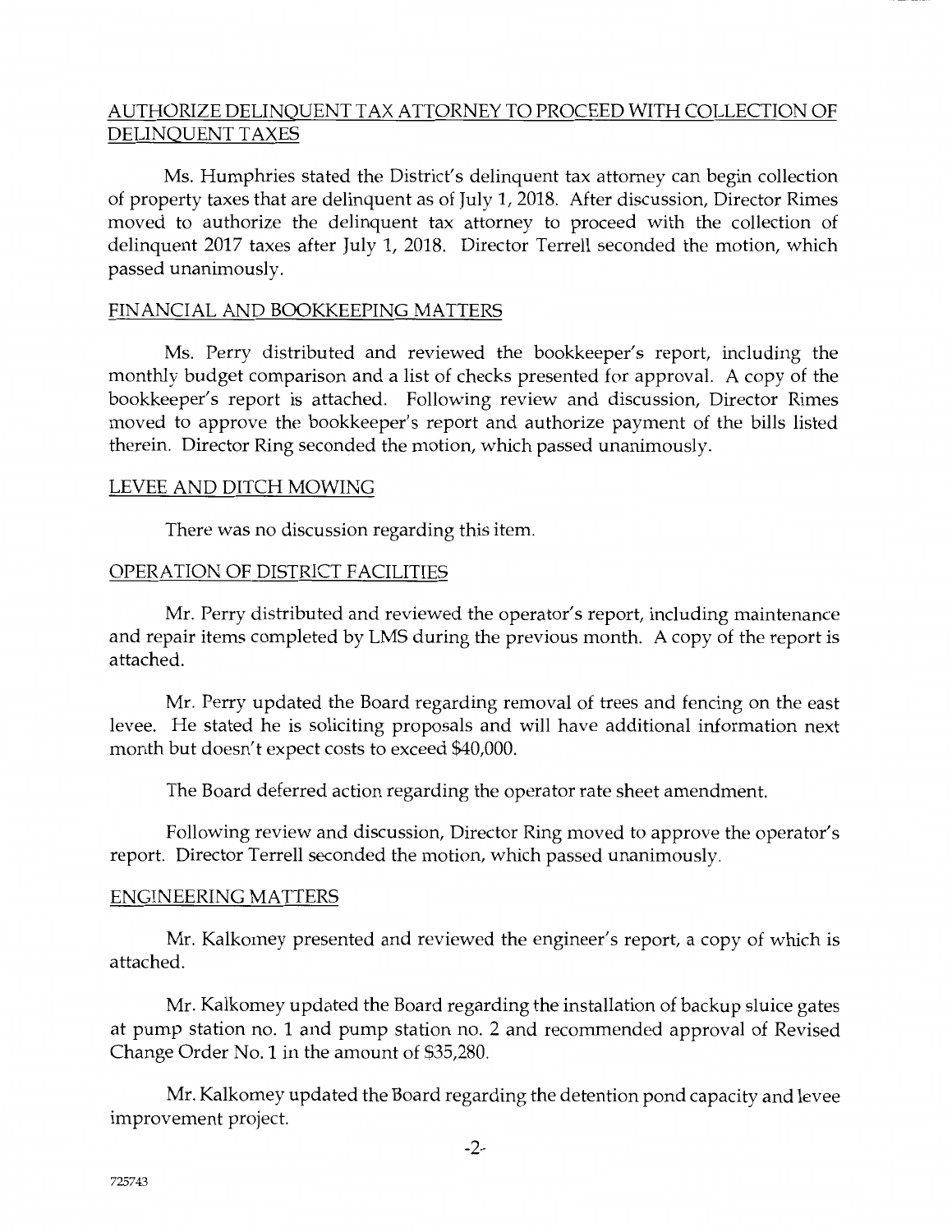## AUTHORIZE DELINQUENT TAX ATTORNEY TO PROCEED WITH COLLECTION OF DELINQUENT TAXES

Ms. Humphries stated the District's delinquent tax attorney can begin collection of property taxes that are delinquent as of July 1, 2018. After discussion, Director Rimes moved to authorize the delinquent tax attorney to proceed with the collection of delinquent 2017 taxes after July 1, 2018. Director Terrell seconded the motion, which passed unanimously.

## FINANCIAL AND BOOKKEEPING MATTERS

Ms. Perry distributed and reviewed the bookkeeper's report, including the monthly budget comparison and a list of checks presented for approval. A copy of the bookkeeper's report is attached. Following review and discussion, Director Rimes moved to approve the bookkeeper's report and authorize payment of the bills listed therein. Director Ring seconded the motion, which passed unanimously.

## LEVEE AND DITCH MOWING

There was no discussion regarding this item.

## OPERATION OF DISTRICT FACILITIES

Mr. Perry distributed and reviewed the operator's report, including maintenance and repair items completed by LMS during the previous month. A copy of the report is attached.

Mr. Perry updated the Board regarding removal of trees and fencing on the east levee. He stated he is soliciting proposals and will have additional information next month but doesn't expect costs to exceed $40,000.

The Board deferred action regarding the operator rate sheet amendment.

Following review and discussion, Director Ring moved to approve the operator's report. Director Terrell seconded the motion, which passed unanimously.

## ENGINEERING MATTERS

Mr. Kalkomey presented and reviewed the engineer's report, a copy of which is attached.

Mr. Kalkomey updated the Board regarding the installation of backup sluice gates at pump station no. 1 and pump station no. 2 and recommended approval of Revised Change Order No. 1 in the amount of $35,280.

Mr. Kalkomey updated the Board regarding the detention pond capacity and levee improvement project.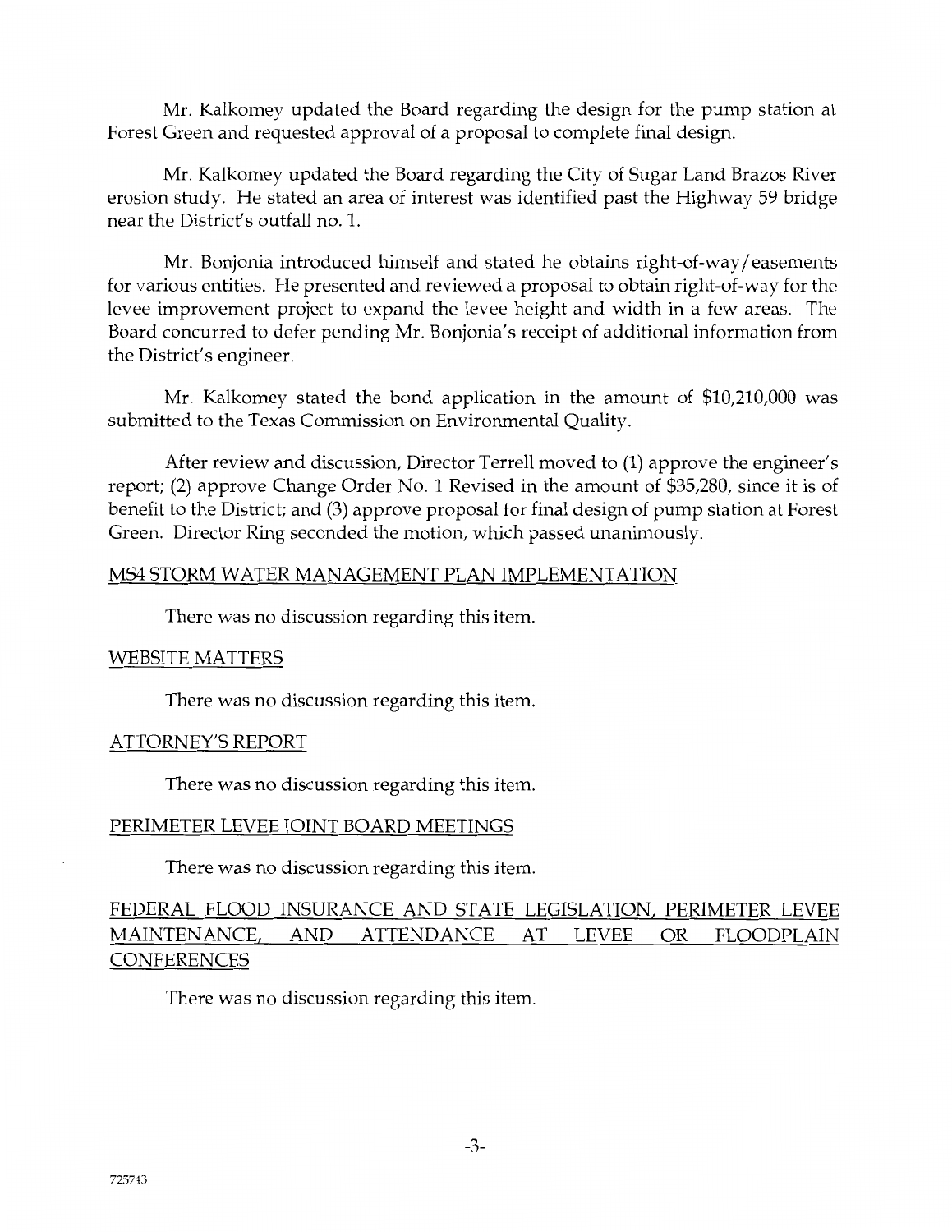Mr. Kalkomey updated the Board regarding the design for the pump station at Forest Green and requested approval of a proposal to complete final design.

Mr. Kalkomey updated the Board regarding the City of Sugar Land Brazos River erosion study. He stated an area of interest was identified past the Highway 59 bridge near the District's outfall no. 1.

Mr. Bonjonia introduced himself and stated he obtains right-of-way/easements for various entities. He presented and reviewed a proposal to obtain right-of-way for the levee improvement project to expand the levee height and width in a few areas. The Board concurred to defer pending Mr. Bonjonia's receipt of additional information from the District's engineer.

Mr. Kalkomey stated the bond application in the amount of $10,210,000 was submitted to the Texas Commission on Environmental Quality.

After review and discussion, Director Terrell moved to (1) approve the engineer's report; (2) approve Change Order No. 1 Revised in the amount of $35,280, since it is of benefit to the District; and (3) approve proposal for final design of pump station at Forest Green. Director Ring seconded the motion, which passed unanimously.

## MS4 STORM WATER MANAGEMENT PLAN IMPLEMENTATION

There was no discussion regarding this item.

## WEBSITE MATTERS

There was no discussion regarding this item.

## ATTORNEY'S REPORT

There was no discussion regarding this item.

## PERIMETER LEVEE JOINT BOARD MEETINGS

There was no discussion regarding this item.

## FEDERAL FLOOD INSURANCE AND STATE LEGISLATION, PERIMETER LEVEE MAINTENANCE, AND ATTENDANCE AT LEVEE OR FLOODPLAIN CONFERENCES

There was no discussion regarding this item.

725743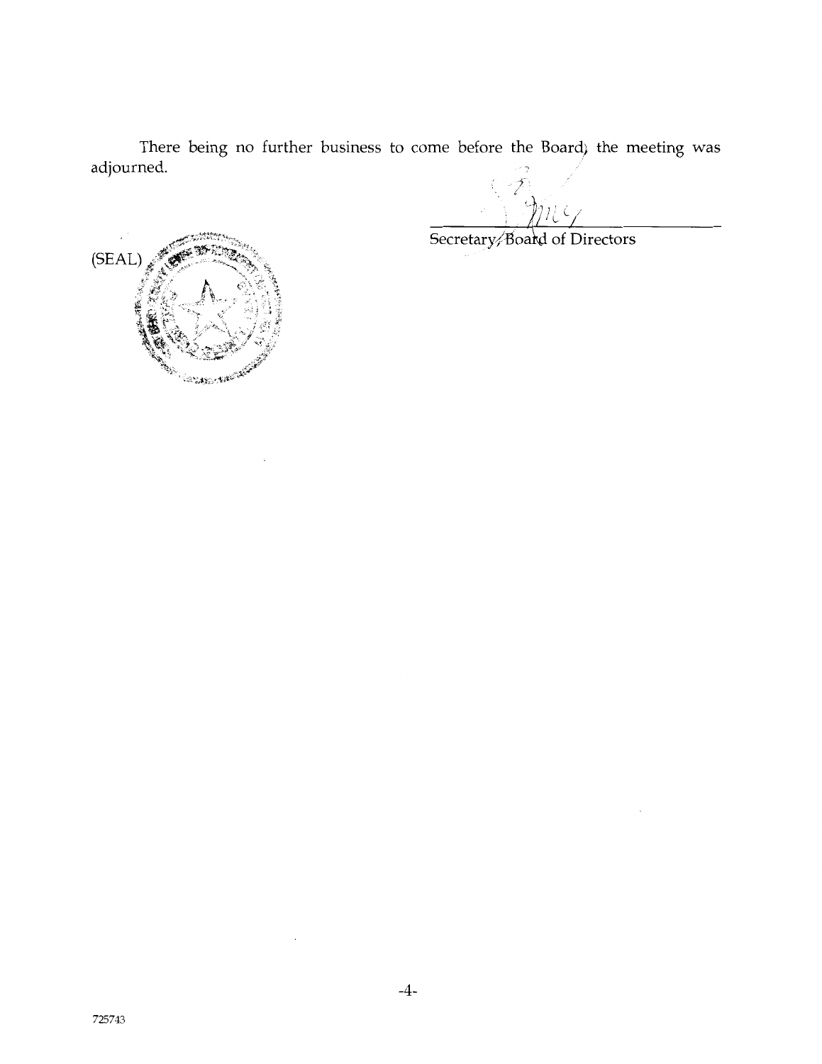There being no further business to come before the Board, the meeting was adjourned.

Secretary, Board of Directors

(SEAL)

725743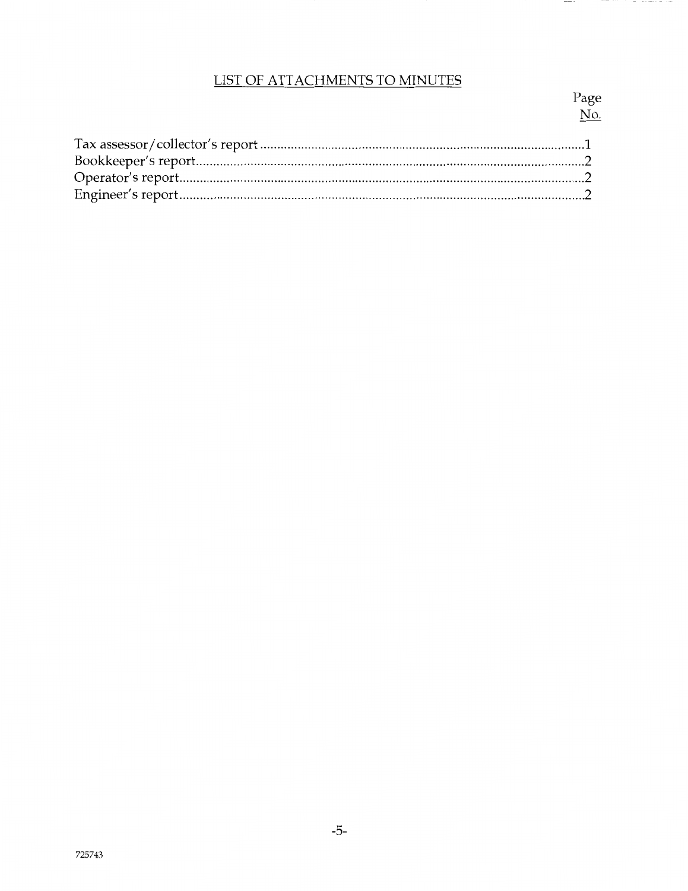## LIST OF ATTACHMENTS TO MINUTES

| | Page No. |
|---|---|
| Tax assessor/collector's report | 1 |
| Bookkeeper's report | 2 |
| Operator's report | 2 |
| Engineer's report | 2 |

725743